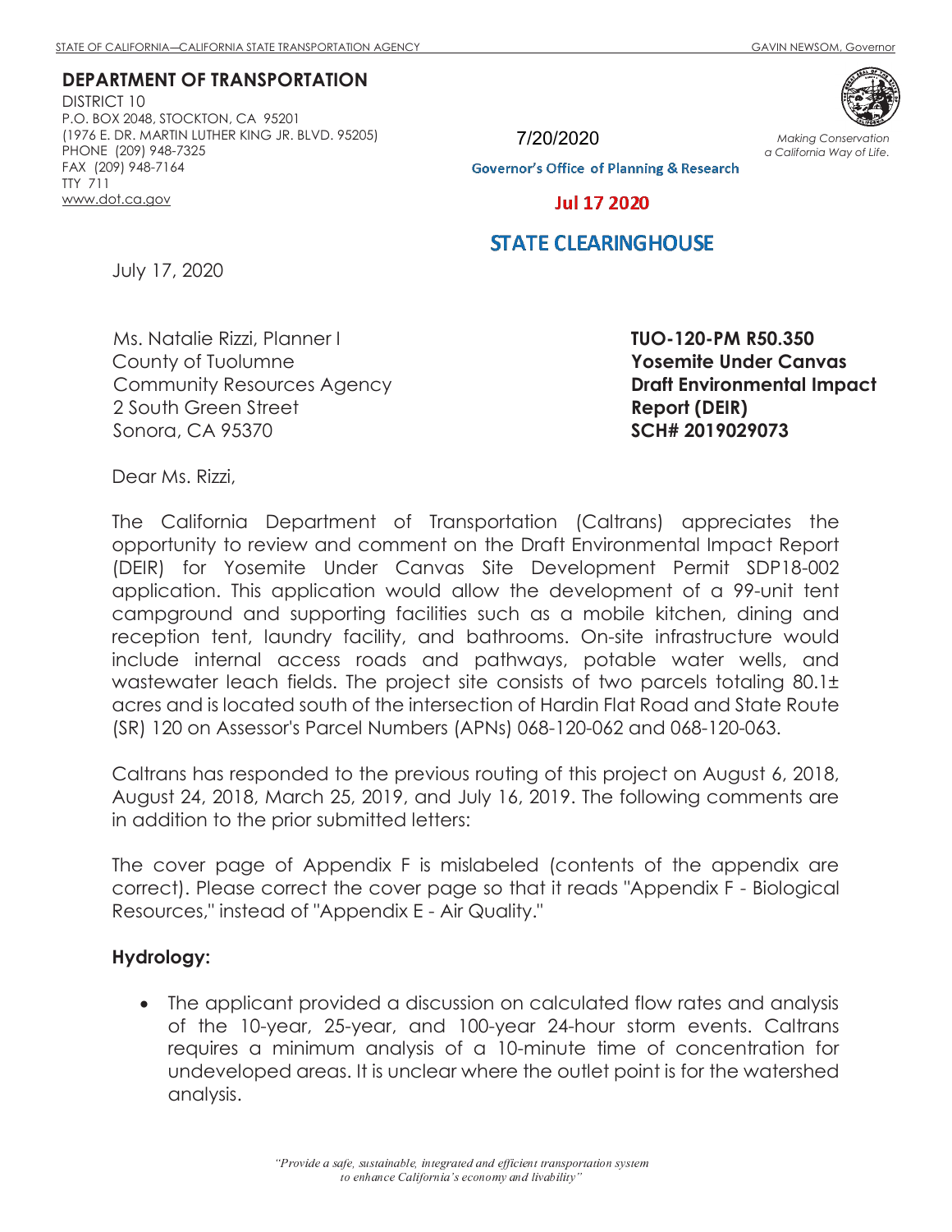STATE OF CALIFORNIA—CALIFORNIA STATE TRANSPORTATION AGENCY GAVIN NEWSOM, Governor

**DEPARTMENT OF TRANSPORTATION**
DISTRICT 10
P.O. BOX 2048, STOCKTON, CA 95201
(1976 E. DR. MARTIN LUTHER KING JR. BLVD. 95205)
PHONE (209) 948-7325
FAX (209) 948-7164
TTY 711
www.dot.ca.gov

*Making Conservation a California Way of Life.*

7/20/2020

Governor's Office of Planning & Research

Jul 17 2020

STATE CLEARINGHOUSE

July 17, 2020

Ms. Natalie Rizzi, Planner I
County of Tuolumne
Community Resources Agency
2 South Green Street
Sonora, CA 95370

**TUO-120-PM R50.350**
**Yosemite Under Canvas**
**Draft Environmental Impact Report (DEIR)**
**SCH# 2019029073**

Dear Ms. Rizzi,

The California Department of Transportation (Caltrans) appreciates the opportunity to review and comment on the Draft Environmental Impact Report (DEIR) for Yosemite Under Canvas Site Development Permit SDP18-002 application. This application would allow the development of a 99-unit tent campground and supporting facilities such as a mobile kitchen, dining and reception tent, laundry facility, and bathrooms. On-site infrastructure would include internal access roads and pathways, potable water wells, and wastewater leach fields. The project site consists of two parcels totaling 80.1± acres and is located south of the intersection of Hardin Flat Road and State Route (SR) 120 on Assessor's Parcel Numbers (APNs) 068-120-062 and 068-120-063.

Caltrans has responded to the previous routing of this project on August 6, 2018, August 24, 2018, March 25, 2019, and July 16, 2019. The following comments are in addition to the prior submitted letters:

The cover page of Appendix F is mislabeled (contents of the appendix are correct). Please correct the cover page so that it reads "Appendix F - Biological Resources," instead of "Appendix E - Air Quality."

**Hydrology:**

- The applicant provided a discussion on calculated flow rates and analysis of the 10-year, 25-year, and 100-year 24-hour storm events. Caltrans requires a minimum analysis of a 10-minute time of concentration for undeveloped areas. It is unclear where the outlet point is for the watershed analysis.

*"Provide a safe, sustainable, integrated and efficient transportation system to enhance California's economy and livability"*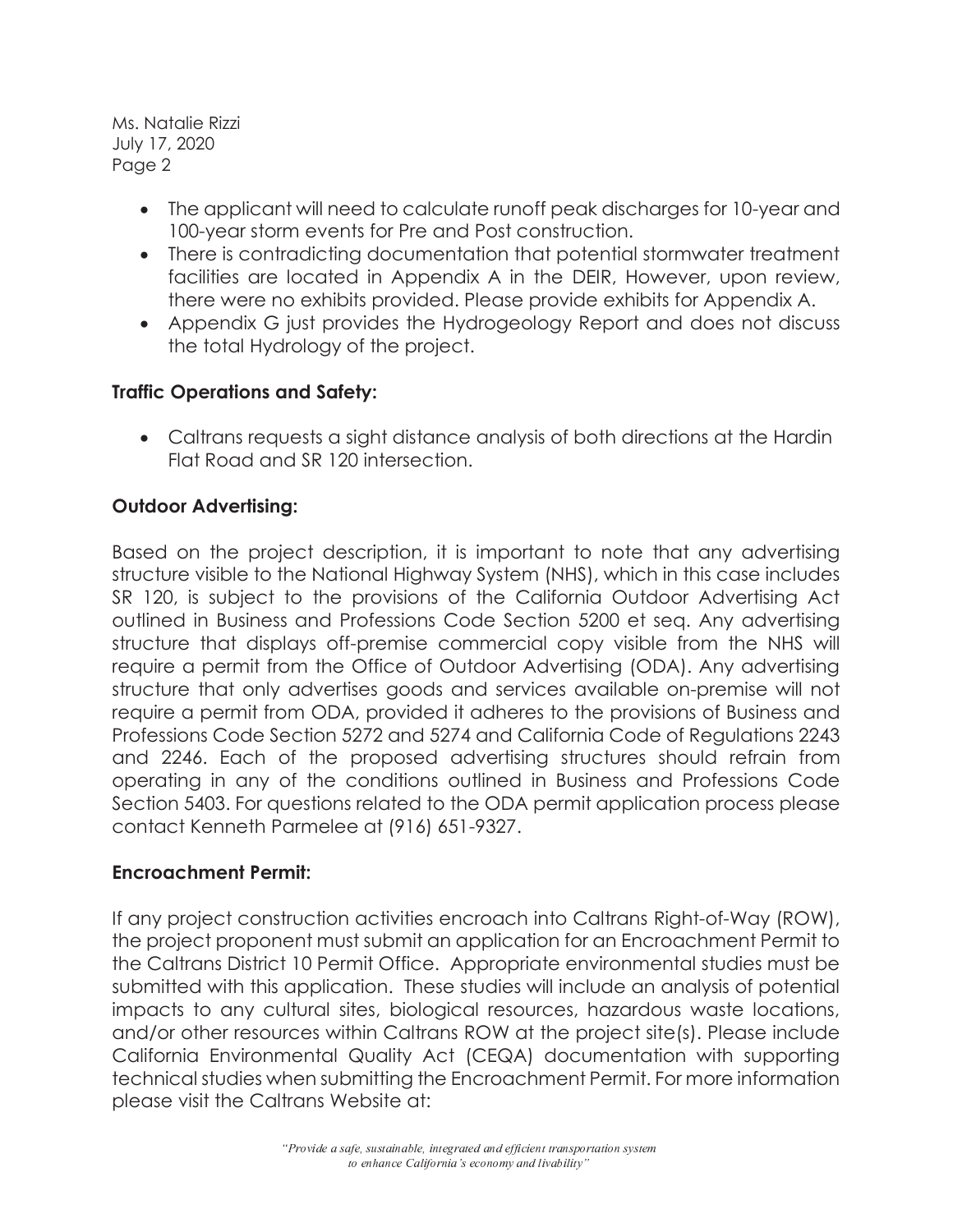- The applicant will need to calculate runoff peak discharges for 10-year and 100-year storm events for Pre and Post construction.
- There is contradicting documentation that potential stormwater treatment facilities are located in Appendix A in the DEIR, However, upon review, there were no exhibits provided. Please provide exhibits for Appendix A.
- Appendix G just provides the Hydrogeology Report and does not discuss the total Hydrology of the project.

**Traffic Operations and Safety:**

- Caltrans requests a sight distance analysis of both directions at the Hardin Flat Road and SR 120 intersection.

**Outdoor Advertising:**

Based on the project description, it is important to note that any advertising structure visible to the National Highway System (NHS), which in this case includes SR 120, is subject to the provisions of the California Outdoor Advertising Act outlined in Business and Professions Code Section 5200 et seq. Any advertising structure that displays off-premise commercial copy visible from the NHS will require a permit from the Office of Outdoor Advertising (ODA). Any advertising structure that only advertises goods and services available on-premise will not require a permit from ODA, provided it adheres to the provisions of Business and Professions Code Section 5272 and 5274 and California Code of Regulations 2243 and 2246. Each of the proposed advertising structures should refrain from operating in any of the conditions outlined in Business and Professions Code Section 5403. For questions related to the ODA permit application process please contact Kenneth Parmelee at (916) 651-9327.

**Encroachment Permit:**

If any project construction activities encroach into Caltrans Right-of-Way (ROW), the project proponent must submit an application for an Encroachment Permit to the Caltrans District 10 Permit Office. Appropriate environmental studies must be submitted with this application. These studies will include an analysis of potential impacts to any cultural sites, biological resources, hazardous waste locations, and/or other resources within Caltrans ROW at the project site(s). Please include California Environmental Quality Act (CEQA) documentation with supporting technical studies when submitting the Encroachment Permit. For more information please visit the Caltrans Website at: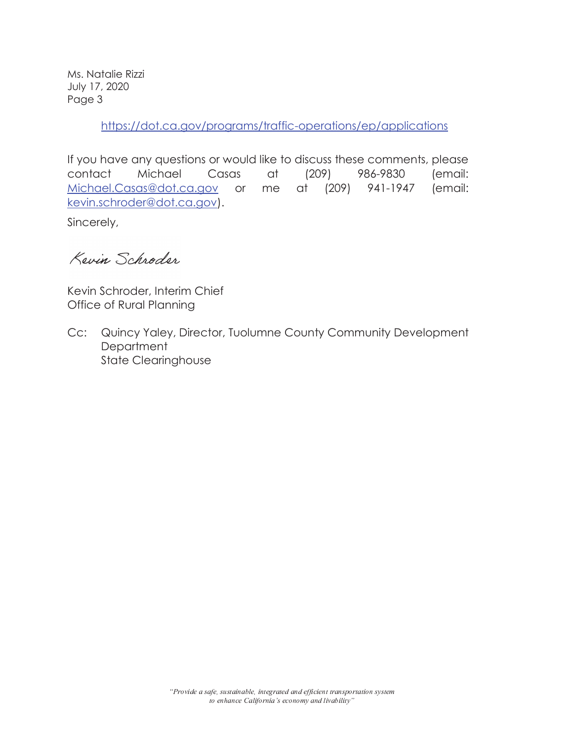https://dot.ca.gov/programs/traffic-operations/ep/applications

If you have any questions or would like to discuss these comments, please contact Michael Casas at (209) 986-9830 (email: Michael.Casas@dot.ca.gov or me at (209) 941-1947 (email: kevin.schroder@dot.ca.gov).

Sincerely,

Kevin Schroder

Kevin Schroder, Interim Chief
Office of Rural Planning

Cc: Quincy Yaley, Director, Tuolumne County Community Development Department
State Clearinghouse

*"Provide a safe, sustainable, integrated and efficient transportation system to enhance California's economy and livability"*